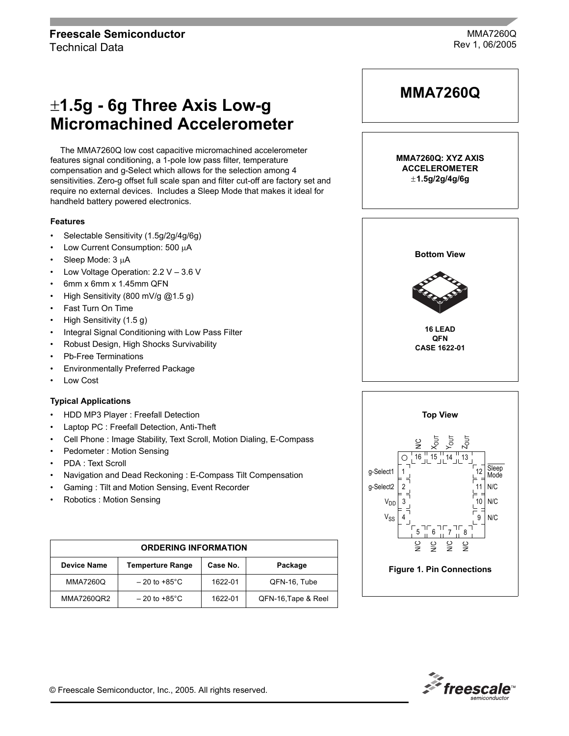Freescale Semiconductor
Technical Data

MMA7260Q
Rev 1, 06/2005

# ±1.5g - 6g Three Axis Low-g Micromachined Accelerometer

The MMA7260Q low cost capacitive micromachined accelerometer features signal conditioning, a 1-pole low pass filter, temperature compensation and g-Select which allows for the selection among 4 sensitivities. Zero-g offset full scale span and filter cut-off are factory set and require no external devices. Includes a Sleep Mode that makes it ideal for handheld battery powered electronics.

### Features

- Selectable Sensitivity (1.5g/2g/4g/6g)
- Low Current Consumption: 500 μA
- Sleep Mode: 3 μA
- Low Voltage Operation: 2.2 V – 3.6 V
- 6mm x 6mm x 1.45mm QFN
- High Sensitivity (800 mV/g @1.5 g)
- Fast Turn On Time
- High Sensitivity (1.5 g)
- Integral Signal Conditioning with Low Pass Filter
- Robust Design, High Shocks Survivability
- Pb-Free Terminations
- Environmentally Preferred Package
- Low Cost

### Typical Applications

- HDD MP3 Player : Freefall Detection
- Laptop PC : Freefall Detection, Anti-Theft
- Cell Phone : Image Stability, Text Scroll, Motion Dialing, E-Compass
- Pedometer : Motion Sensing
- PDA : Text Scroll
- Navigation and Dead Reckoning : E-Compass Tilt Compensation
- Gaming : Tilt and Motion Sensing, Event Recorder
- Robotics : Motion Sensing

| ORDERING INFORMATION | | | |
|---|---|---|---|
| **Device Name** | **Temperture Range** | **Case No.** | **Package** |
| MMA7260Q | – 20 to +85°C | 1622-01 | QFN-16, Tube |
| MMA7260QR2 | – 20 to +85°C | 1622-01 | QFN-16,Tape & Reel |

## MMA7260Q

**MMA7260Q: XYZ AXIS ACCELEROMETER ±1.5g/2g/4g/6g**

**Bottom View**

**16 LEAD QFN CASE 1622-01**

**Top View**

| Pin | Function |
|---|---|
| 1 | g-Select1 |
| 2 | g-Select2 |
| 3 | $V_{DD}$ |
| 4 | $V_{SS}$ |
| 5 | N/C |
| 6 | N/C |
| 7 | N/C |
| 8 | N/C |
| 9 | N/C |
| 10 | N/C |
| 11 | N/C |
| 12 | $\overline{\text{Sleep Mode}}$ |
| 13 | $Z_{OUT}$ |
| 14 | $Y_{OUT}$ |
| 15 | $X_{OUT}$ |
| 16 | N/C |

**Figure 1. Pin Connections**

© Freescale Semiconductor, Inc., 2005. All rights reserved.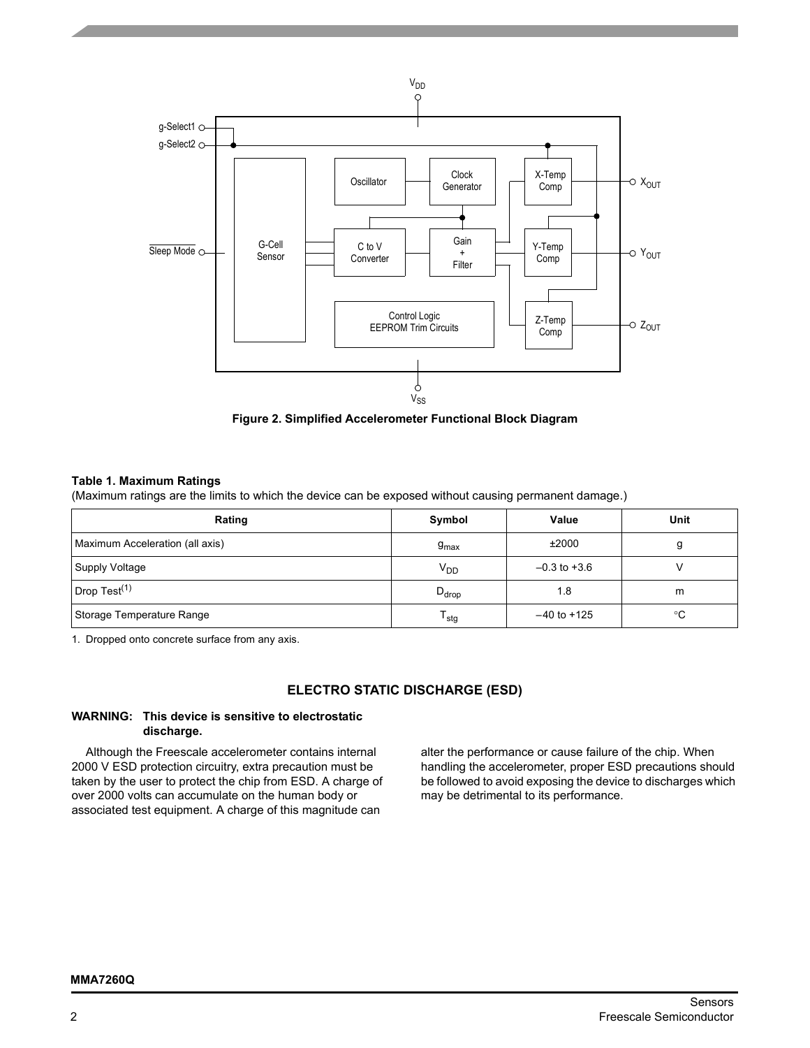**Figure 2. Simplified Accelerometer Functional Block Diagram**

**Table 1. Maximum Ratings**

(Maximum ratings are the limits to which the device can be exposed without causing permanent damage.)

| Rating | Symbol | Value | Unit |
|---|---|---|---|
| Maximum Acceleration (all axis) | $g_{max}$ | ±2000 | g |
| Supply Voltage | $V_{DD}$ | –0.3 to +3.6 | V |
| Drop Test[(1)] | $D_{drop}$ | 1.8 | m |
| Storage Temperature Range | $T_{stg}$ | –40 to +125 | °C |

1. Dropped onto concrete surface from any axis.

## ELECTRO STATIC DISCHARGE (ESD)

**WARNING: This device is sensitive to electrostatic discharge.**

Although the Freescale accelerometer contains internal 2000 V ESD protection circuitry, extra precaution must be taken by the user to protect the chip from ESD. A charge of over 2000 volts can accumulate on the human body or associated test equipment. A charge of this magnitude can alter the performance or cause failure of the chip. When handling the accelerometer, proper ESD precautions should be followed to avoid exposing the device to discharges which may be detrimental to its performance.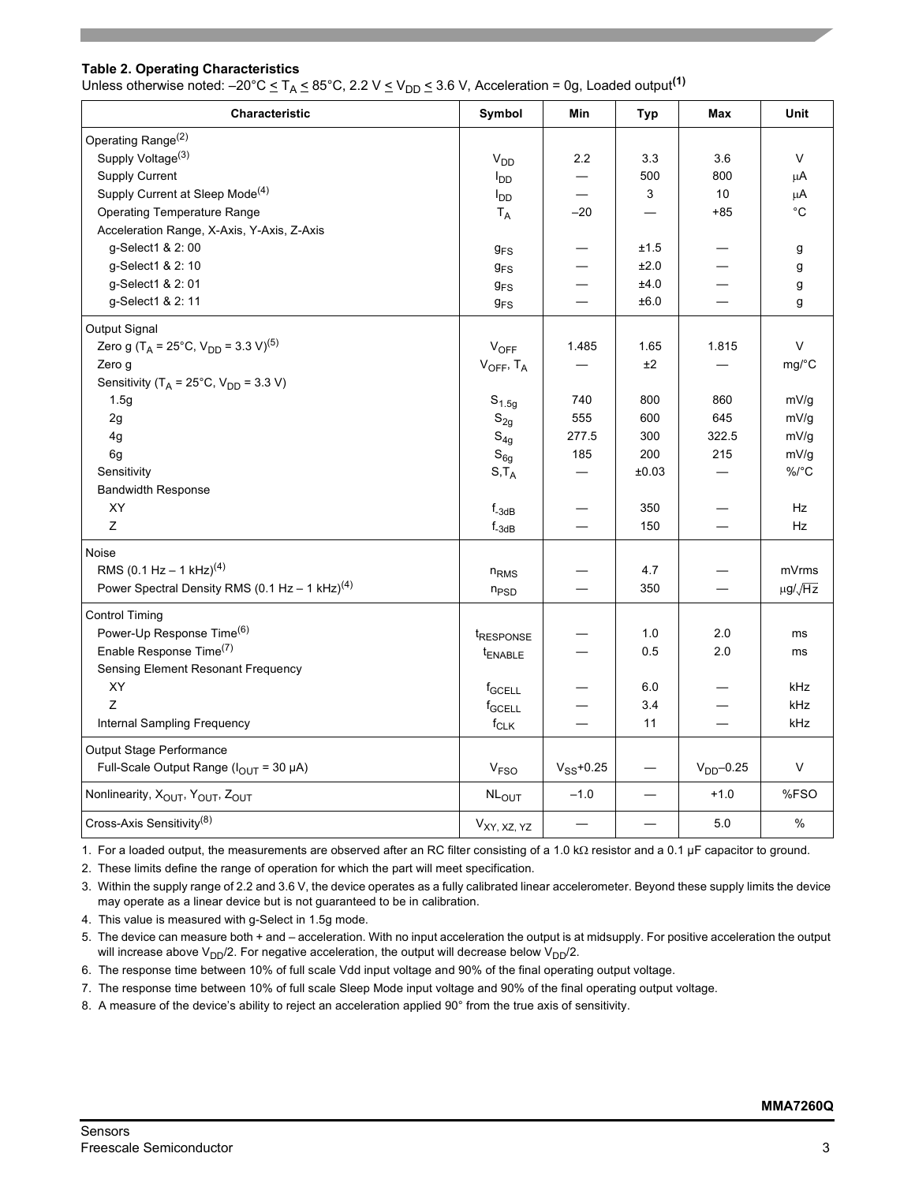### Table 2. Operating Characteristics

Unless otherwise noted: –20°C ≤ $T_A$ ≤ 85°C, 2.2 V ≤ $V_{DD}$ ≤ 3.6 V, Acceleration = 0g, Loaded output[1]

| Characteristic | Symbol | Min | Typ | Max | Unit |
|---|---|---|---|---|---|
| Operating Range[2] | | | | | |
| Supply Voltage[3] | $V_{DD}$ | 2.2 | 3.3 | 3.6 | V |
| Supply Current | $I_{DD}$ | — | 500 | 800 | μA |
| Supply Current at Sleep Mode[4] | $I_{DD}$ | — | 3 | 10 | μA |
| Operating Temperature Range | $T_A$ | –20 | — | +85 | °C |
| Acceleration Range, X-Axis, Y-Axis, Z-Axis | | | | | |
| g-Select1 & 2: 00 | $g_{FS}$ | — | ±1.5 | — | g |
| g-Select1 & 2: 10 | $g_{FS}$ | — | ±2.0 | — | g |
| g-Select1 & 2: 01 | $g_{FS}$ | — | ±4.0 | — | g |
| g-Select1 & 2: 11 | $g_{FS}$ | — | ±6.0 | — | g |
| Output Signal | | | | | |
| Zero g ($T_A$ = 25°C, $V_{DD}$ = 3.3 V)[5] | $V_{OFF}$ | 1.485 | 1.65 | 1.815 | V |
| Zero g | $V_{OFF}$, $T_A$ | — | ±2 | — | mg/°C |
| Sensitivity ($T_A$ = 25°C, $V_{DD}$ = 3.3 V) | | | | | |
| 1.5g | $S_{1.5g}$ | 740 | 800 | 860 | mV/g |
| 2g | $S_{2g}$ | 555 | 600 | 645 | mV/g |
| 4g | $S_{4g}$ | 277.5 | 300 | 322.5 | mV/g |
| 6g | $S_{6g}$ | 185 | 200 | 215 | mV/g |
| Sensitivity | S,$T_A$ | — | ±0.03 | — | %/°C |
| Bandwidth Response | | | | | |
| XY | $f_{-3dB}$ | — | 350 | — | Hz |
| Z | $f_{-3dB}$ | — | 150 | — | Hz |
| Noise | | | | | |
| RMS (0.1 Hz – 1 kHz)[4] | $n_{RMS}$ | — | 4.7 | — | mVrms |
| Power Spectral Density RMS (0.1 Hz – 1 kHz)[4] | $n_{PSD}$ | — | 350 | — | $\mu g/\sqrt{Hz}$ |
| Control Timing | | | | | |
| Power-Up Response Time[6] | $t_{RESPONSE}$ | — | 1.0 | 2.0 | ms |
| Enable Response Time[7] | $t_{ENABLE}$ | — | 0.5 | 2.0 | ms |
| Sensing Element Resonant Frequency | | | | | |
| XY | $f_{GCELL}$ | — | 6.0 | — | kHz |
| Z | $f_{GCELL}$ | — | 3.4 | — | kHz |
| Internal Sampling Frequency | $f_{CLK}$ | — | 11 | — | kHz |
| Output Stage Performance | | | | | |
| Full-Scale Output Range ($I_{OUT}$ = 30 μA) | $V_{FSO}$ | $V_{SS}$+0.25 | — | $V_{DD}$–0.25 | V |
| Nonlinearity, $X_{OUT}$, $Y_{OUT}$, $Z_{OUT}$ | $NL_{OUT}$ | –1.0 | — | +1.0 | %FSO |
| Cross-Axis Sensitivity[8] | $V_{XY, XZ, YZ}$ | — | — | 5.0 | % |

1. For a loaded output, the measurements are observed after an RC filter consisting of a 1.0 kΩ resistor and a 0.1 µF capacitor to ground.
2. These limits define the range of operation for which the part will meet specification.
3. Within the supply range of 2.2 and 3.6 V, the device operates as a fully calibrated linear accelerometer. Beyond these supply limits the device may operate as a linear device but is not guaranteed to be in calibration.
4. This value is measured with g-Select in 1.5g mode.
5. The device can measure both + and – acceleration. With no input acceleration the output is at midsupply. For positive acceleration the output will increase above $V_{DD}/2$. For negative acceleration, the output will decrease below $V_{DD}/2$.
6. The response time between 10% of full scale Vdd input voltage and 90% of the final operating output voltage.
7. The response time between 10% of full scale Sleep Mode input voltage and 90% of the final operating output voltage.
8. A measure of the device's ability to reject an acceleration applied 90° from the true axis of sensitivity.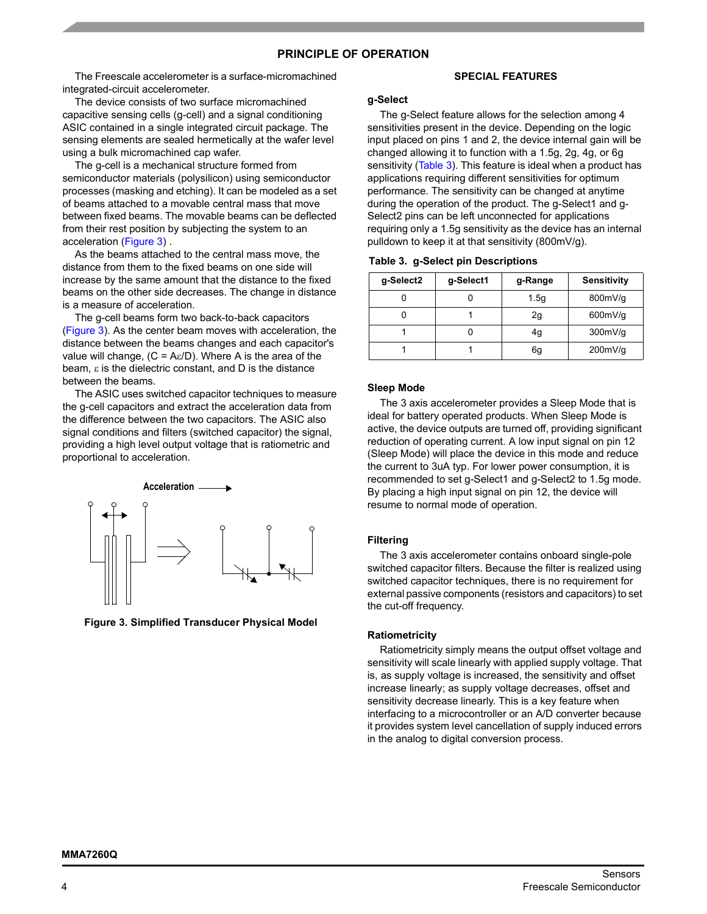## PRINCIPLE OF OPERATION

The Freescale accelerometer is a surface-micromachined integrated-circuit accelerometer.

The device consists of two surface micromachined capacitive sensing cells (g-cell) and a signal conditioning ASIC contained in a single integrated circuit package. The sensing elements are sealed hermetically at the wafer level using a bulk micromachined cap wafer.

The g-cell is a mechanical structure formed from semiconductor materials (polysilicon) using semiconductor processes (masking and etching). It can be modeled as a set of beams attached to a movable central mass that move between fixed beams. The movable beams can be deflected from their rest position by subjecting the system to an acceleration (Figure 3) .

As the beams attached to the central mass move, the distance from them to the fixed beams on one side will increase by the same amount that the distance to the fixed beams on the other side decreases. The change in distance is a measure of acceleration.

The g-cell beams form two back-to-back capacitors (Figure 3). As the center beam moves with acceleration, the distance between the beams changes and each capacitor's value will change, ($C = A\varepsilon/D$). Where A is the area of the beam, $\varepsilon$ is the dielectric constant, and D is the distance between the beams.

The ASIC uses switched capacitor techniques to measure the g-cell capacitors and extract the acceleration data from the difference between the two capacitors. The ASIC also signal conditions and filters (switched capacitor) the signal, providing a high level output voltage that is ratiometric and proportional to acceleration.

Acceleration

**Figure 3. Simplified Transducer Physical Model**

## SPECIAL FEATURES

### g-Select

The g-Select feature allows for the selection among 4 sensitivities present in the device. Depending on the logic input placed on pins 1 and 2, the device internal gain will be changed allowing it to function with a 1.5g, 2g, 4g, or 6g sensitivity (Table 3). This feature is ideal when a product has applications requiring different sensitivities for optimum performance. The sensitivity can be changed at anytime during the operation of the product. The g-Select1 and g-Select2 pins can be left unconnected for applications requiring only a 1.5g sensitivity as the device has an internal pulldown to keep it at that sensitivity (800mV/g).

**Table 3. g-Select pin Descriptions**

| g-Select2 | g-Select1 | g-Range | Sensitivity |
|---|---|---|---|
| 0 | 0 | 1.5g | 800mV/g |
| 0 | 1 | 2g | 600mV/g |
| 1 | 0 | 4g | 300mV/g |
| 1 | 1 | 6g | 200mV/g |

### Sleep Mode

The 3 axis accelerometer provides a Sleep Mode that is ideal for battery operated products. When Sleep Mode is active, the device outputs are turned off, providing significant reduction of operating current. A low input signal on pin 12 (Sleep Mode) will place the device in this mode and reduce the current to 3uA typ. For lower power consumption, it is recommended to set g-Select1 and g-Select2 to 1.5g mode. By placing a high input signal on pin 12, the device will resume to normal mode of operation.

### Filtering

The 3 axis accelerometer contains onboard single-pole switched capacitor filters. Because the filter is realized using switched capacitor techniques, there is no requirement for external passive components (resistors and capacitors) to set the cut-off frequency.

### Ratiometricity

Ratiometricity simply means the output offset voltage and sensitivity will scale linearly with applied supply voltage. That is, as supply voltage is increased, the sensitivity and offset increase linearly; as supply voltage decreases, offset and sensitivity decrease linearly. This is a key feature when interfacing to a microcontroller or an A/D converter because it provides system level cancellation of supply induced errors in the analog to digital conversion process.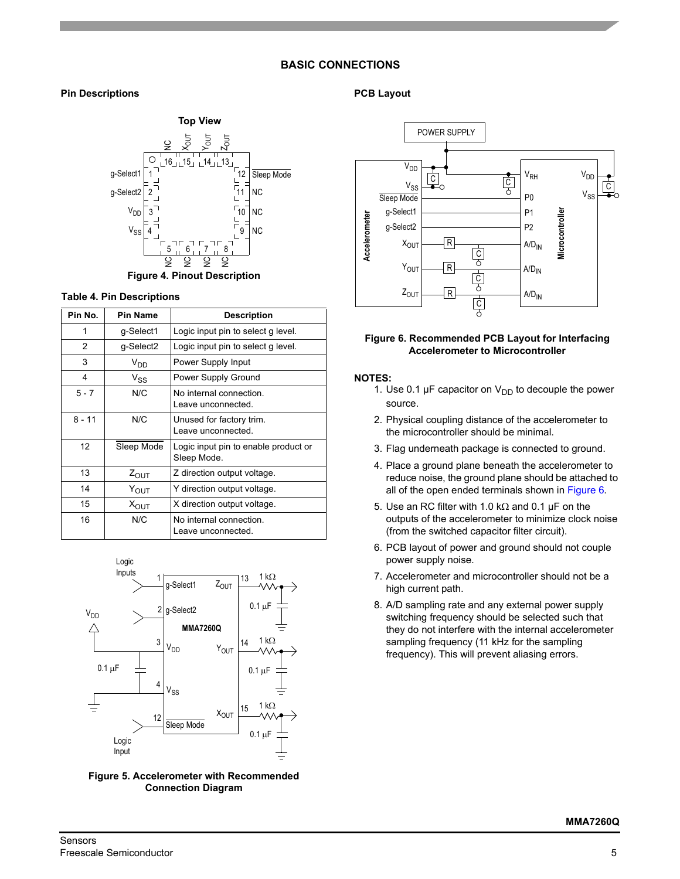## BASIC CONNECTIONS

### Pin Descriptions

**Figure 4. Pinout Description**

**Table 4. Pin Descriptions**

| Pin No. | Pin Name | Description |
|---|---|---|
| 1 | g-Select1 | Logic input pin to select g level. |
| 2 | g-Select2 | Logic input pin to select g level. |
| 3 | $V_{DD}$ | Power Supply Input |
| 4 | $V_{SS}$ | Power Supply Ground |
| 5 - 7 | N/C | No internal connection. Leave unconnected. |
| 8 - 11 | N/C | Unused for factory trim. Leave unconnected. |
| 12 | $\overline{\text{Sleep Mode}}$ | Logic input pin to enable product or Sleep Mode. |
| 13 | $Z_{OUT}$ | Z direction output voltage. |
| 14 | $Y_{OUT}$ | Y direction output voltage. |
| 15 | $X_{OUT}$ | X direction output voltage. |
| 16 | N/C | No internal connection. Leave unconnected. |

**Figure 5. Accelerometer with Recommended Connection Diagram**

### PCB Layout

**Figure 6. Recommended PCB Layout for Interfacing Accelerometer to Microcontroller**

**NOTES:**

1. Use 0.1 µF capacitor on $V_{DD}$ to decouple the power source.
2. Physical coupling distance of the accelerometer to the microcontroller should be minimal.
3. Flag underneath package is connected to ground.
4. Place a ground plane beneath the accelerometer to reduce noise, the ground plane should be attached to all of the open ended terminals shown in Figure 6.
5. Use an RC filter with 1.0 kΩ and 0.1 µF on the outputs of the accelerometer to minimize clock noise (from the switched capacitor filter circuit).
6. PCB layout of power and ground should not couple power supply noise.
7. Accelerometer and microcontroller should not be a high current path.
8. A/D sampling rate and any external power supply switching frequency should be selected such that they do not interfere with the internal accelerometer sampling frequency (11 kHz for the sampling frequency). This will prevent aliasing errors.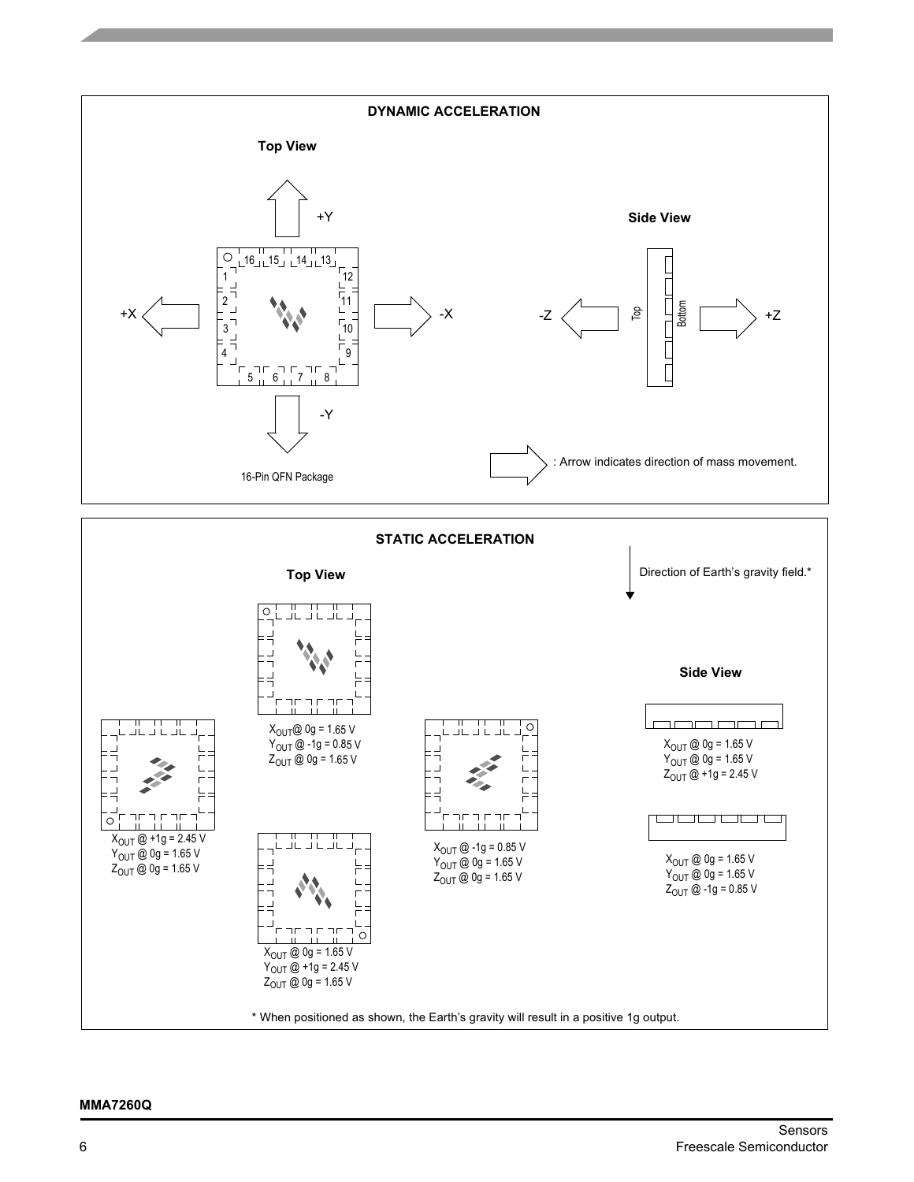**DYNAMIC ACCELERATION**

**Top View**

+Y

+X

-X

-Y

16-Pin QFN Package

**Side View**

-Z

Top

Bottom

+Z

: Arrow indicates direction of mass movement.

**STATIC ACCELERATION**

**Top View**

Direction of Earth's gravity field.*

$X_{OUT}$ @ 0g = 1.65 V
$Y_{OUT}$ @ -1g = 0.85 V
$Z_{OUT}$ @ 0g = 1.65 V

$X_{OUT}$ @ +1g = 2.45 V
$Y_{OUT}$ @ 0g = 1.65 V
$Z_{OUT}$ @ 0g = 1.65 V

$X_{OUT}$ @ -1g = 0.85 V
$Y_{OUT}$ @ 0g = 1.65 V
$Z_{OUT}$ @ 0g = 1.65 V

$X_{OUT}$ @ 0g = 1.65 V
$Y_{OUT}$ @ +1g = 2.45 V
$Z_{OUT}$ @ 0g = 1.65 V

**Side View**

$X_{OUT}$ @ 0g = 1.65 V
$Y_{OUT}$ @ 0g = 1.65 V
$Z_{OUT}$ @ +1g = 2.45 V

$X_{OUT}$ @ 0g = 1.65 V
$Y_{OUT}$ @ 0g = 1.65 V
$Z_{OUT}$ @ -1g = 0.85 V

* When positioned as shown, the Earth's gravity will result in a positive 1g output.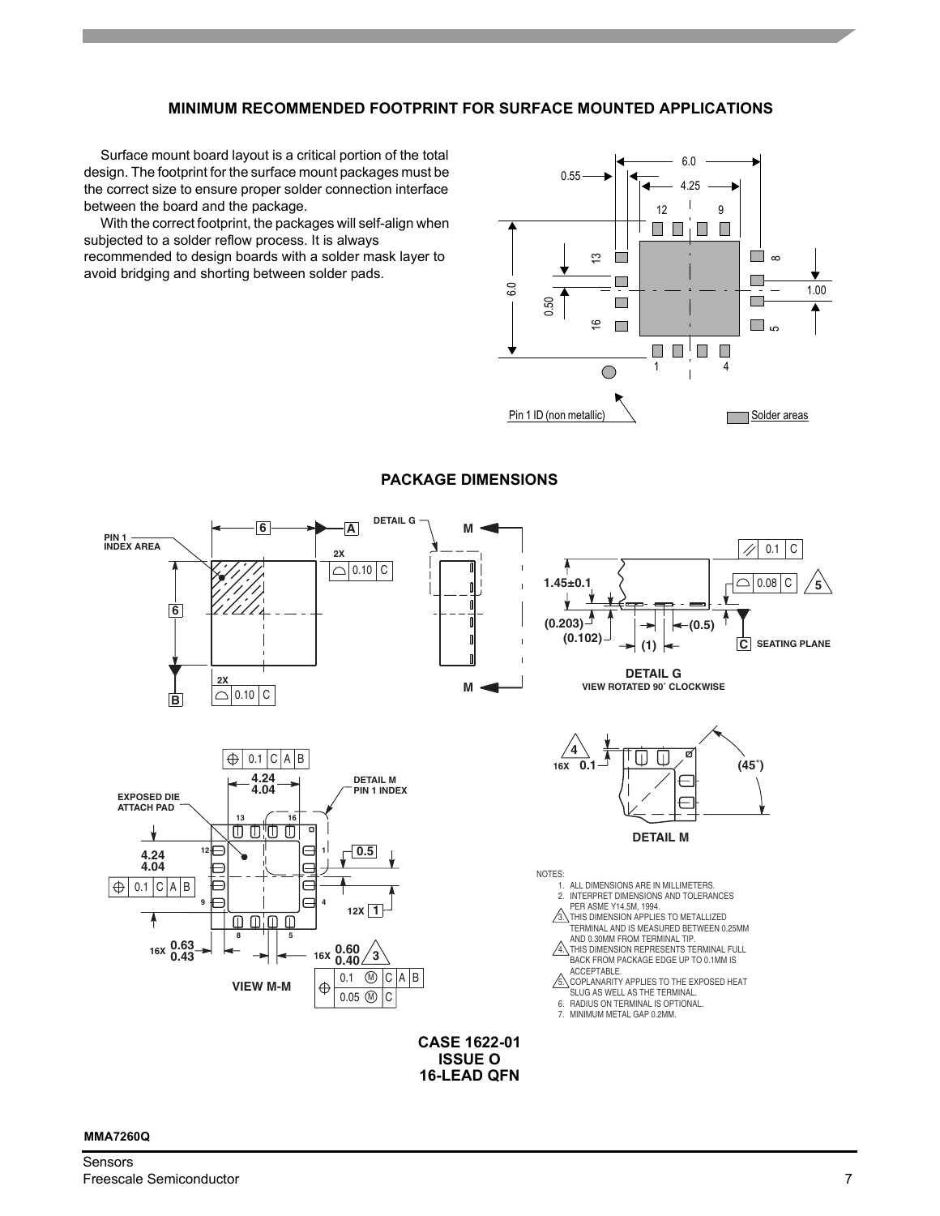## MINIMUM RECOMMENDED FOOTPRINT FOR SURFACE MOUNTED APPLICATIONS

Surface mount board layout is a critical portion of the total design. The footprint for the surface mount packages must be the correct size to ensure proper solder connection interface between the board and the package.

With the correct footprint, the packages will self-align when subjected to a solder reflow process. It is always recommended to design boards with a solder mask layer to avoid bridging and shorting between solder pads.

## PACKAGE DIMENSIONS

NOTES:

1. ALL DIMENSIONS ARE IN MILLIMETERS.
2. INTERPRET DIMENSIONS AND TOLERANCES PER ASME Y14.5M, 1994.
3. THIS DIMENSION APPLIES TO METALLIZED TERMINAL AND IS MEASURED BETWEEN 0.25MM AND 0.30MM FROM TERMINAL TIP.
4. THIS DIMENSION REPRESENTS TERMINAL FULL BACK FROM PACKAGE EDGE UP TO 0.1MM IS ACCEPTABLE.
5. COPLANARITY APPLIES TO THE EXPOSED HEAT SLUG AS WELL AS THE TERMINAL.
6. RADIUS ON TERMINAL IS OPTIONAL.
7. MINIMUM METAL GAP 0.2MM.

**CASE 1622-01**
**ISSUE O**
**16-LEAD QFN**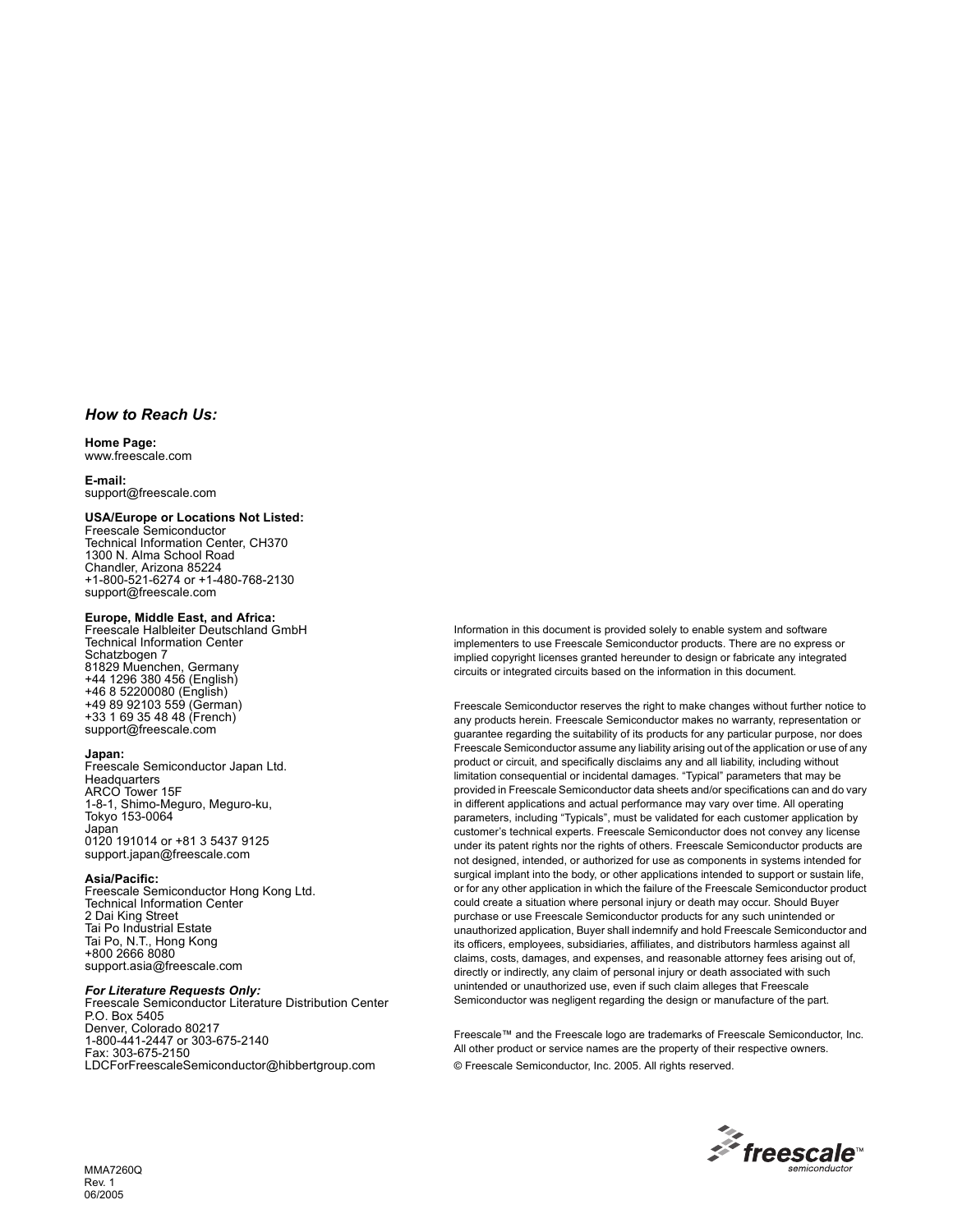## *How to Reach Us:*

**Home Page:**
www.freescale.com

**E-mail:**
support@freescale.com

**USA/Europe or Locations Not Listed:**
Freescale Semiconductor
Technical Information Center, CH370
1300 N. Alma School Road
Chandler, Arizona 85224
+1-800-521-6274 or +1-480-768-2130
support@freescale.com

**Europe, Middle East, and Africa:**
Freescale Halbleiter Deutschland GmbH
Technical Information Center
Schatzbogen 7
81829 Muenchen, Germany
+44 1296 380 456 (English)
+46 8 52200080 (English)
+49 89 92103 559 (German)
+33 1 69 35 48 48 (French)
support@freescale.com

**Japan:**
Freescale Semiconductor Japan Ltd.
Headquarters
ARCO Tower 15F
1-8-1, Shimo-Meguro, Meguro-ku,
Tokyo 153-0064
Japan
0120 191014 or +81 3 5437 9125
support.japan@freescale.com

**Asia/Pacific:**
Freescale Semiconductor Hong Kong Ltd.
Technical Information Center
2 Dai King Street
Tai Po Industrial Estate
Tai Po, N.T., Hong Kong
+800 2666 8080
support.asia@freescale.com

***For Literature Requests Only:***
Freescale Semiconductor Literature Distribution Center
P.O. Box 5405
Denver, Colorado 80217
1-800-441-2447 or 303-675-2140
Fax: 303-675-2150
LDCForFreescaleSemiconductor@hibbertgroup.com

Information in this document is provided solely to enable system and software implementers to use Freescale Semiconductor products. There are no express or implied copyright licenses granted hereunder to design or fabricate any integrated circuits or integrated circuits based on the information in this document.

Freescale Semiconductor reserves the right to make changes without further notice to any products herein. Freescale Semiconductor makes no warranty, representation or guarantee regarding the suitability of its products for any particular purpose, nor does Freescale Semiconductor assume any liability arising out of the application or use of any product or circuit, and specifically disclaims any and all liability, including without limitation consequential or incidental damages. “Typical” parameters that may be provided in Freescale Semiconductor data sheets and/or specifications can and do vary in different applications and actual performance may vary over time. All operating parameters, including “Typicals”, must be validated for each customer application by customer’s technical experts. Freescale Semiconductor does not convey any license under its patent rights nor the rights of others. Freescale Semiconductor products are not designed, intended, or authorized for use as components in systems intended for surgical implant into the body, or other applications intended to support or sustain life, or for any other application in which the failure of the Freescale Semiconductor product could create a situation where personal injury or death may occur. Should Buyer purchase or use Freescale Semiconductor products for any such unintended or unauthorized application, Buyer shall indemnify and hold Freescale Semiconductor and its officers, employees, subsidiaries, affiliates, and distributors harmless against all claims, costs, damages, and expenses, and reasonable attorney fees arising out of, directly or indirectly, any claim of personal injury or death associated with such unintended or unauthorized use, even if such claim alleges that Freescale Semiconductor was negligent regarding the design or manufacture of the part.

Freescale™ and the Freescale logo are trademarks of Freescale Semiconductor, Inc. All other product or service names are the property of their respective owners.
© Freescale Semiconductor, Inc. 2005. All rights reserved.

MMA7260Q
Rev. 1
06/2005